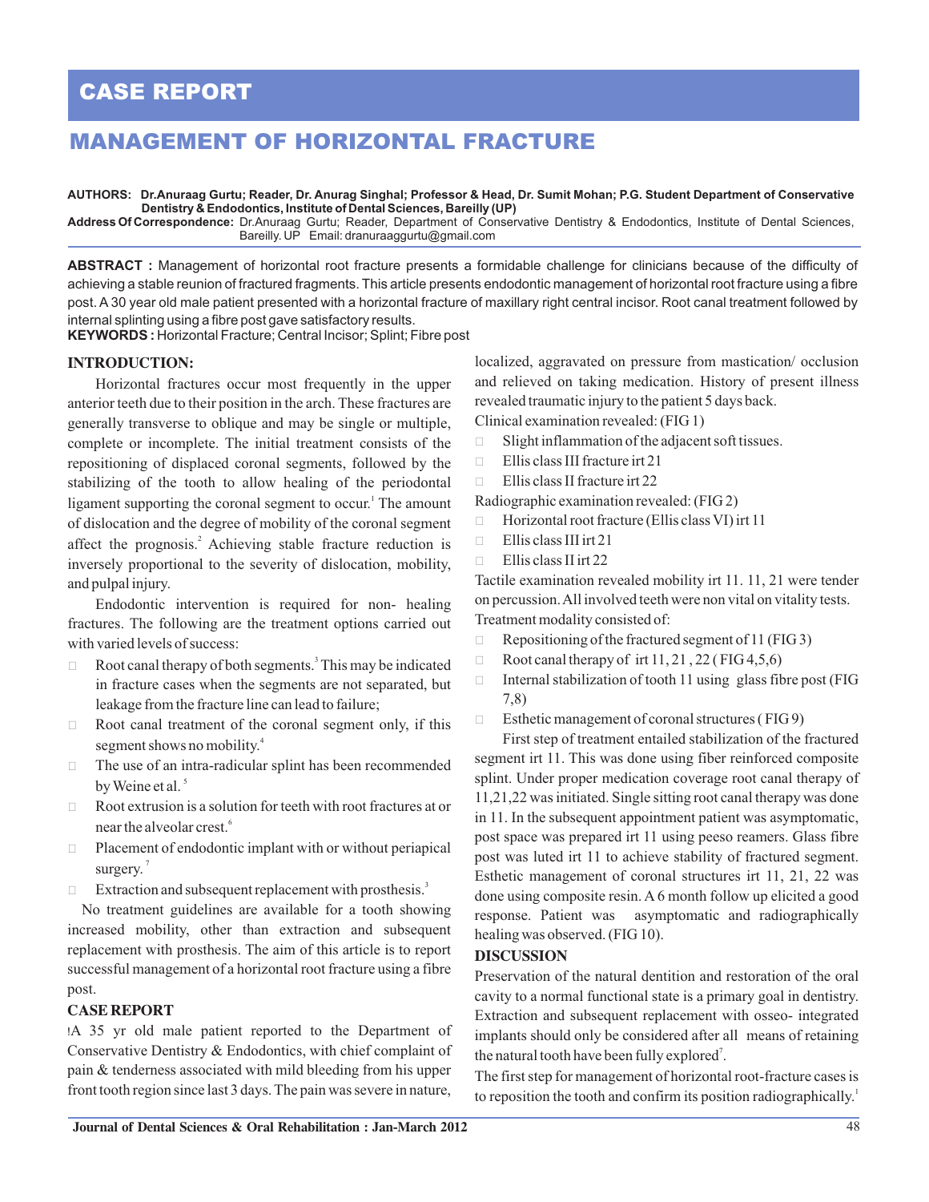# CASE REPORT

## MANAGEMENT OF HORIZONTAL FRACTURE

**AUTHORS: Dr.Anuraag Gurtu; Reader, Dr. Anurag Singhal; Professor & Head, Dr. Sumit Mohan; P.G. Student Department of Conservative Dentistry & Endodontics, Institute of Dental Sciences, Bareilly (UP)**
**Address Of Correspondence:** Dr.Anuraag Gurtu; Reader, Department of Conservative Dentistry & Endodontics, Institute of Dental Sciences, Bareilly. UP Email: dranuraaggurtu@gmail.com

**ABSTRACT :** Management of horizontal root fracture presents a formidable challenge for clinicians because of the difficulty of achieving a stable reunion of fractured fragments. This article presents endodontic management of horizontal root fracture using a fibre post. A 30 year old male patient presented with a horizontal fracture of maxillary right central incisor. Root canal treatment followed by internal splinting using a fibre post gave satisfactory results.
**KEYWORDS :** Horizontal Fracture; Central Incisor; Splint; Fibre post

### INTRODUCTION:

Horizontal fractures occur most frequently in the upper anterior teeth due to their position in the arch. These fractures are generally transverse to oblique and may be single or multiple, complete or incomplete. The initial treatment consists of the repositioning of displaced coronal segments, followed by the stabilizing of the tooth to allow healing of the periodontal ligament supporting the coronal segment to occur.[1] The amount of dislocation and the degree of mobility of the coronal segment affect the prognosis.[2] Achieving stable fracture reduction is inversely proportional to the severity of dislocation, mobility, and pulpal injury.

Endodontic intervention is required for non- healing fractures. The following are the treatment options carried out with varied levels of success:

- Root canal therapy of both segments.[3] This may be indicated in fracture cases when the segments are not separated, but leakage from the fracture line can lead to failure;
- Root canal treatment of the coronal segment only, if this segment shows no mobility.[4]
- The use of an intra-radicular splint has been recommended by Weine et al.[5]
- Root extrusion is a solution for teeth with root fractures at or near the alveolar crest.[6]
- Placement of endodontic implant with or without periapical surgery.[7]
- Extraction and subsequent replacement with prosthesis.[3]

No treatment guidelines are available for a tooth showing increased mobility, other than extraction and subsequent replacement with prosthesis. The aim of this article is to report successful management of a horizontal root fracture using a fibre post.

### CASE REPORT

!A 35 yr old male patient reported to the Department of Conservative Dentistry & Endodontics, with chief complaint of pain & tenderness associated with mild bleeding from his upper front tooth region since last 3 days. The pain was severe in nature, localized, aggravated on pressure from mastication/ occlusion and relieved on taking medication. History of present illness revealed traumatic injury to the patient 5 days back.

Clinical examination revealed: (FIG 1)

- Slight inflammation of the adjacent soft tissues.
- Ellis class III fracture irt 21
- Ellis class II fracture irt 22

Radiographic examination revealed: (FIG 2)

- Horizontal root fracture (Ellis class VI) irt 11
- Ellis class III irt 21
- Ellis class II irt 22

Tactile examination revealed mobility irt 11. 11, 21 were tender on percussion. All involved teeth were non vital on vitality tests.

Treatment modality consisted of:

- Repositioning of the fractured segment of 11 (FIG 3)
- Root canal therapy of irt 11, 21 , 22 ( FIG 4,5,6)
- Internal stabilization of tooth 11 using glass fibre post (FIG 7,8)
- Esthetic management of coronal structures ( FIG 9)

First step of treatment entailed stabilization of the fractured segment irt 11. This was done using fiber reinforced composite splint. Under proper medication coverage root canal therapy of 11,21,22 was initiated. Single sitting root canal therapy was done in 11. In the subsequent appointment patient was asymptomatic, post space was prepared irt 11 using peeso reamers. Glass fibre post was luted irt 11 to achieve stability of fractured segment. Esthetic management of coronal structures irt 11, 21, 22 was done using composite resin. A 6 month follow up elicited a good response. Patient was asymptomatic and radiographically healing was observed. (FIG 10).

### DISCUSSION

Preservation of the natural dentition and restoration of the oral cavity to a normal functional state is a primary goal in dentistry. Extraction and subsequent replacement with osseo- integrated implants should only be considered after all means of retaining the natural tooth have been fully explored[7].

The first step for management of horizontal root-fracture cases is to reposition the tooth and confirm its position radiographically.[1]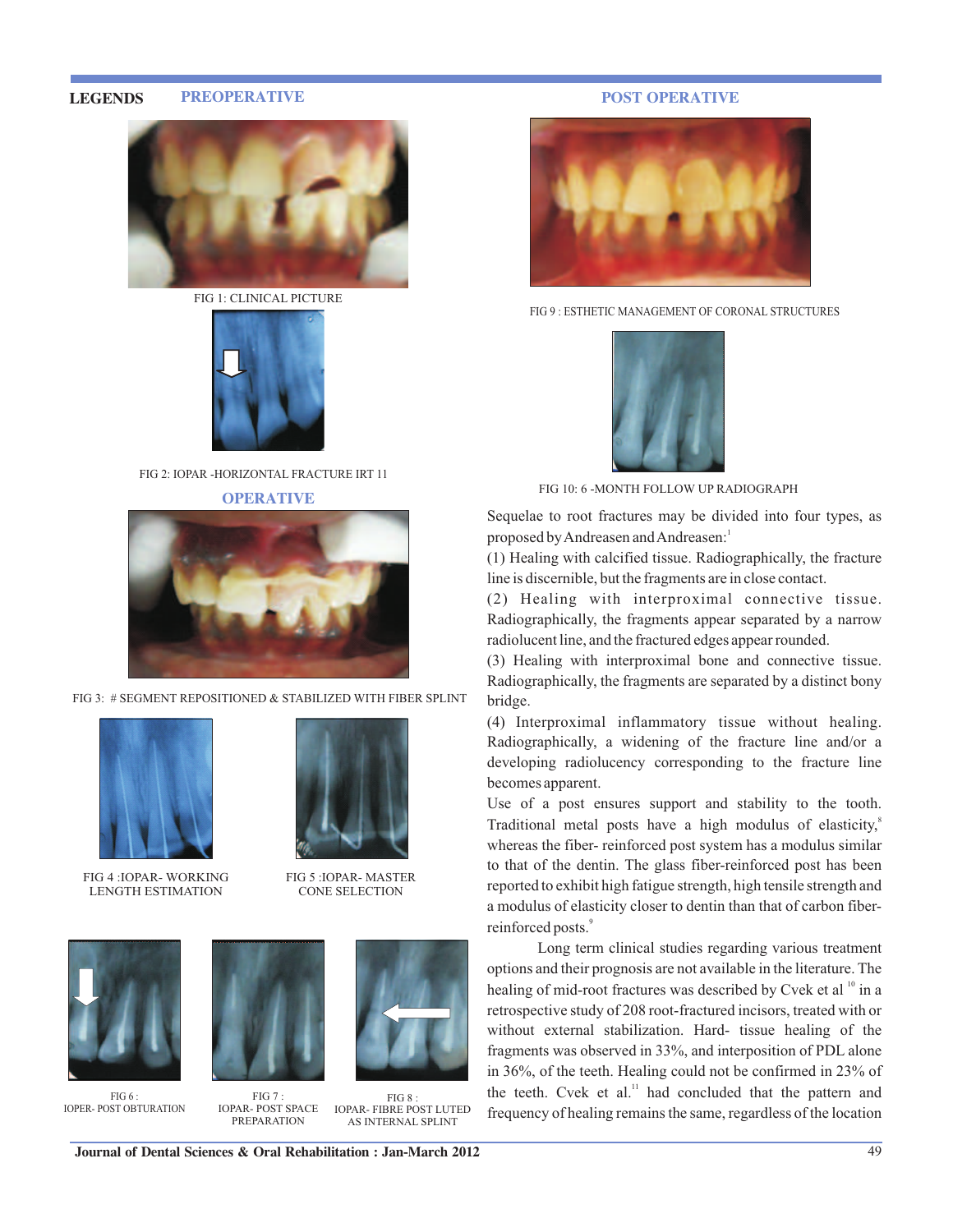## LEGENDS

### PREOPERATIVE

FIG 1: CLINICAL PICTURE

FIG 2: IOPAR -HORIZONTAL FRACTURE IRT 11

### OPERATIVE

FIG 3: # SEGMENT REPOSITIONED & STABILIZED WITH FIBER SPLINT

FIG 4 :IOPAR- WORKING LENGTH ESTIMATION

FIG 5 :IOPAR- MASTER CONE SELECTION

FIG 6 : IOPER- POST OBTURATION

FIG 7 : IOPAR- POST SPACE PREPARATION

FIG 8 : IOPAR- FIBRE POST LUTED AS INTERNAL SPLINT

### POST OPERATIVE

FIG 9 : ESTHETIC MANAGEMENT OF CORONAL STRUCTURES

FIG 10: 6 -MONTH FOLLOW UP RADIOGRAPH

Sequelae to root fractures may be divided into four types, as proposed by Andreasen and Andreasen:[1]

(1) Healing with calcified tissue. Radiographically, the fracture line is discernible, but the fragments are in close contact.

(2) Healing with interproximal connective tissue. Radiographically, the fragments appear separated by a narrow radiolucent line, and the fractured edges appear rounded.

(3) Healing with interproximal bone and connective tissue. Radiographically, the fragments are separated by a distinct bony bridge.

(4) Interproximal inflammatory tissue without healing. Radiographically, a widening of the fracture line and/or a developing radiolucency corresponding to the fracture line becomes apparent.

Use of a post ensures support and stability to the tooth. Traditional metal posts have a high modulus of elasticity,[8] whereas the fiber- reinforced post system has a modulus similar to that of the dentin. The glass fiber-reinforced post has been reported to exhibit high fatigue strength, high tensile strength and a modulus of elasticity closer to dentin than that of carbon fiber-reinforced posts.[9]

Long term clinical studies regarding various treatment options and their prognosis are not available in the literature. The healing of mid-root fractures was described by Cvek et al [10] in a retrospective study of 208 root-fractured incisors, treated with or without external stabilization. Hard- tissue healing of the fragments was observed in 33%, and interposition of PDL alone in 36%, of the teeth. Healing could not be confirmed in 23% of the teeth. Cvek et al.[11] had concluded that the pattern and frequency of healing remains the same, regardless of the location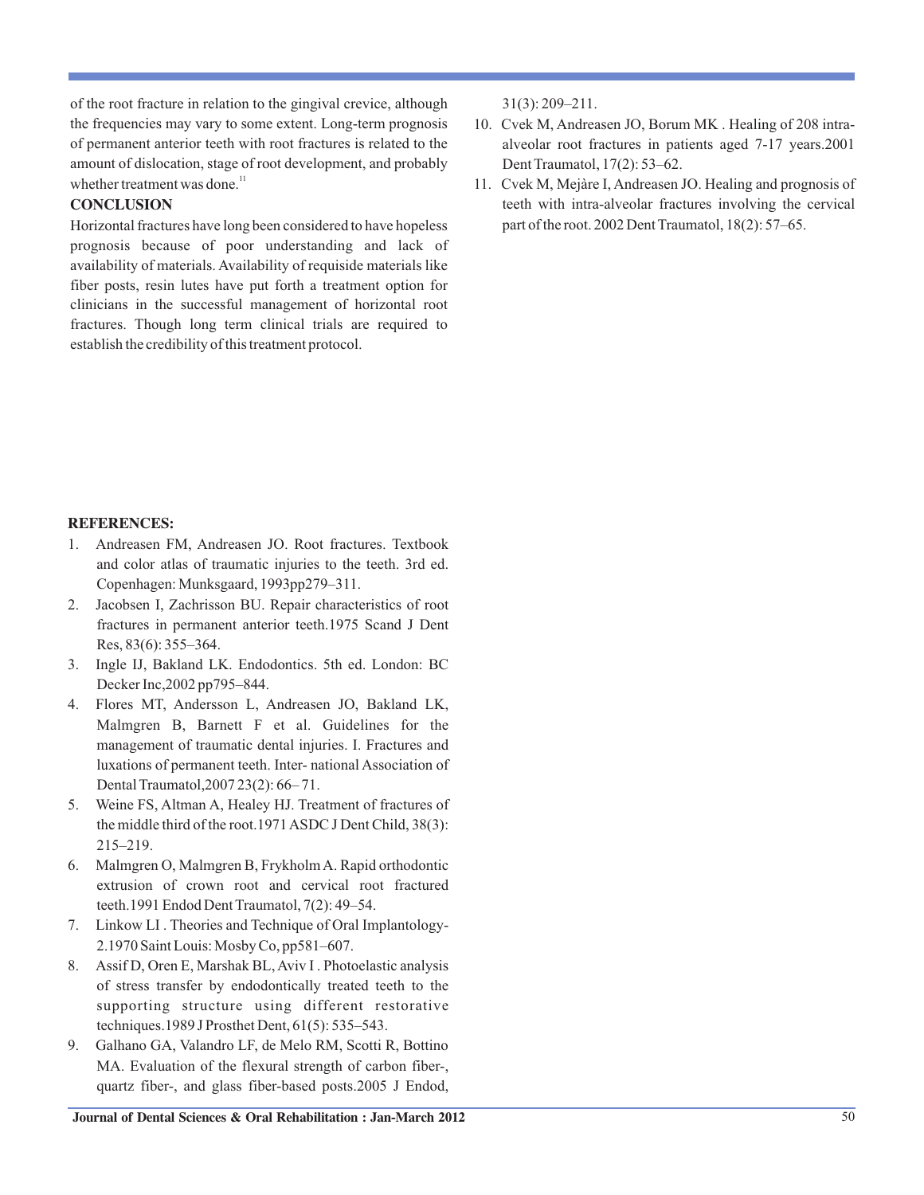of the root fracture in relation to the gingival crevice, although the frequencies may vary to some extent. Long-term prognosis of permanent anterior teeth with root fractures is related to the amount of dislocation, stage of root development, and probably whether treatment was done.[11]

## CONCLUSION

Horizontal fractures have long been considered to have hopeless prognosis because of poor understanding and lack of availability of materials. Availability of requiside materials like fiber posts, resin lutes have put forth a treatment option for clinicians in the successful management of horizontal root fractures. Though long term clinical trials are required to establish the credibility of this treatment protocol.

## REFERENCES:

1. Andreasen FM, Andreasen JO. Root fractures. Textbook and color atlas of traumatic injuries to the teeth. 3rd ed. Copenhagen: Munksgaard, 1993pp279–311.
2. Jacobsen I, Zachrisson BU. Repair characteristics of root fractures in permanent anterior teeth.1975 Scand J Dent Res, 83(6): 355–364.
3. Ingle IJ, Bakland LK. Endodontics. 5th ed. London: BC Decker Inc,2002 pp795–844.
4. Flores MT, Andersson L, Andreasen JO, Bakland LK, Malmgren B, Barnett F et al. Guidelines for the management of traumatic dental injuries. I. Fractures and luxations of permanent teeth. Inter- national Association of Dental Traumatol,2007 23(2): 66– 71.
5. Weine FS, Altman A, Healey HJ. Treatment of fractures of the middle third of the root.1971 ASDC J Dent Child, 38(3): 215–219.
6. Malmgren O, Malmgren B, Frykholm A. Rapid orthodontic extrusion of crown root and cervical root fractured teeth.1991 Endod Dent Traumatol, 7(2): 49–54.
7. Linkow LI . Theories and Technique of Oral Implantology-2.1970 Saint Louis: Mosby Co, pp581–607.
8. Assif D, Oren E, Marshak BL, Aviv I . Photoelastic analysis of stress transfer by endodontically treated teeth to the supporting structure using different restorative techniques.1989 J Prosthet Dent, 61(5): 535–543.
9. Galhano GA, Valandro LF, de Melo RM, Scotti R, Bottino MA. Evaluation of the flexural strength of carbon fiber-, quartz fiber-, and glass fiber-based posts.2005 J Endod, 31(3): 209–211.
10. Cvek M, Andreasen JO, Borum MK . Healing of 208 intra-alveolar root fractures in patients aged 7-17 years.2001 Dent Traumatol, 17(2): 53–62.
11. Cvek M, Mejàre I, Andreasen JO. Healing and prognosis of teeth with intra-alveolar fractures involving the cervical part of the root. 2002 Dent Traumatol, 18(2): 57–65.